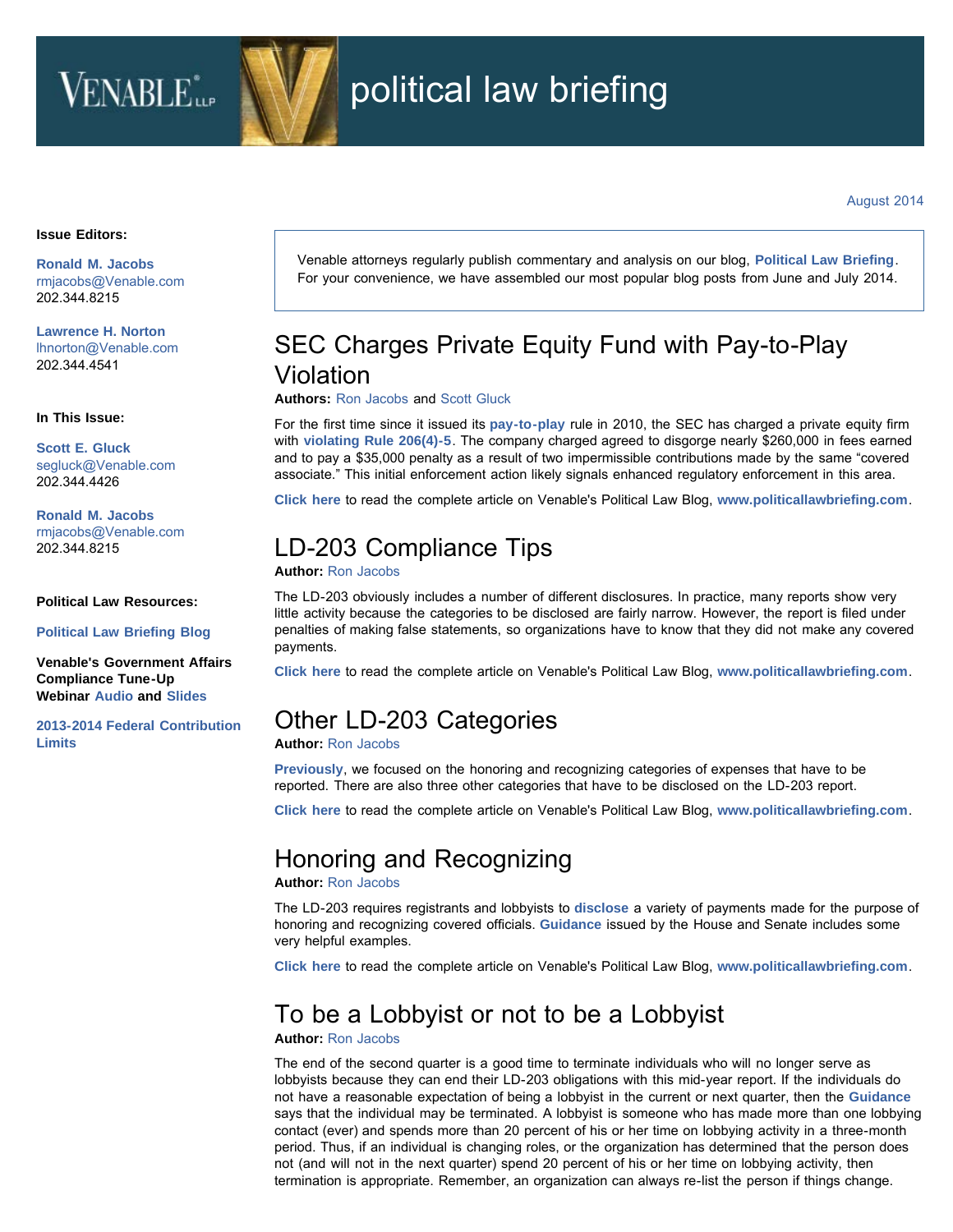# political law briefing

August 2014

**Issue Editors:**

**Ronald M. Jacobs**
rmjacobs@Venable.com
202.344.8215

**Lawrence H. Norton**
lhnorton@Venable.com
202.344.4541

**In This Issue:**

**Scott E. Gluck**
segluck@Venable.com
202.344.4426

**Ronald M. Jacobs**
rmjacobs@Venable.com
202.344.8215

**Political Law Resources:**

**Political Law Briefing Blog**

**Venable's Government Affairs Compliance Tune-Up Webinar Audio and Slides**

**2013-2014 Federal Contribution Limits**

Venable attorneys regularly publish commentary and analysis on our blog, **Political Law Briefing**. For your convenience, we have assembled our most popular blog posts from June and July 2014.

## SEC Charges Private Equity Fund with Pay-to-Play Violation

**Authors:** Ron Jacobs and Scott Gluck

For the first time since it issued its **pay-to-play** rule in 2010, the SEC has charged a private equity firm with **violating Rule 206(4)-5**. The company charged agreed to disgorge nearly $260,000 in fees earned and to pay a $35,000 penalty as a result of two impermissible contributions made by the same "covered associate." This initial enforcement action likely signals enhanced regulatory enforcement in this area.

**Click here** to read the complete article on Venable's Political Law Blog, **www.politicallawbriefing.com**.

## LD-203 Compliance Tips

**Author:** Ron Jacobs

The LD-203 obviously includes a number of different disclosures. In practice, many reports show very little activity because the categories to be disclosed are fairly narrow. However, the report is filed under penalties of making false statements, so organizations have to know that they did not make any covered payments.

**Click here** to read the complete article on Venable's Political Law Blog, **www.politicallawbriefing.com**.

## Other LD-203 Categories

**Author:** Ron Jacobs

**Previously**, we focused on the honoring and recognizing categories of expenses that have to be reported. There are also three other categories that have to be disclosed on the LD-203 report.

**Click here** to read the complete article on Venable's Political Law Blog, **www.politicallawbriefing.com**.

## Honoring and Recognizing

**Author:** Ron Jacobs

The LD-203 requires registrants and lobbyists to **disclose** a variety of payments made for the purpose of honoring and recognizing covered officials. **Guidance** issued by the House and Senate includes some very helpful examples.

**Click here** to read the complete article on Venable's Political Law Blog, **www.politicallawbriefing.com**.

## To be a Lobbyist or not to be a Lobbyist

**Author:** Ron Jacobs

The end of the second quarter is a good time to terminate individuals who will no longer serve as lobbyists because they can end their LD-203 obligations with this mid-year report. If the individuals do not have a reasonable expectation of being a lobbyist in the current or next quarter, then the **Guidance** says that the individual may be terminated. A lobbyist is someone who has made more than one lobbying contact (ever) and spends more than 20 percent of his or her time on lobbying activity in a three-month period. Thus, if an individual is changing roles, or the organization has determined that the person does not (and will not in the next quarter) spend 20 percent of his or her time on lobbying activity, then termination is appropriate. Remember, an organization can always re-list the person if things change.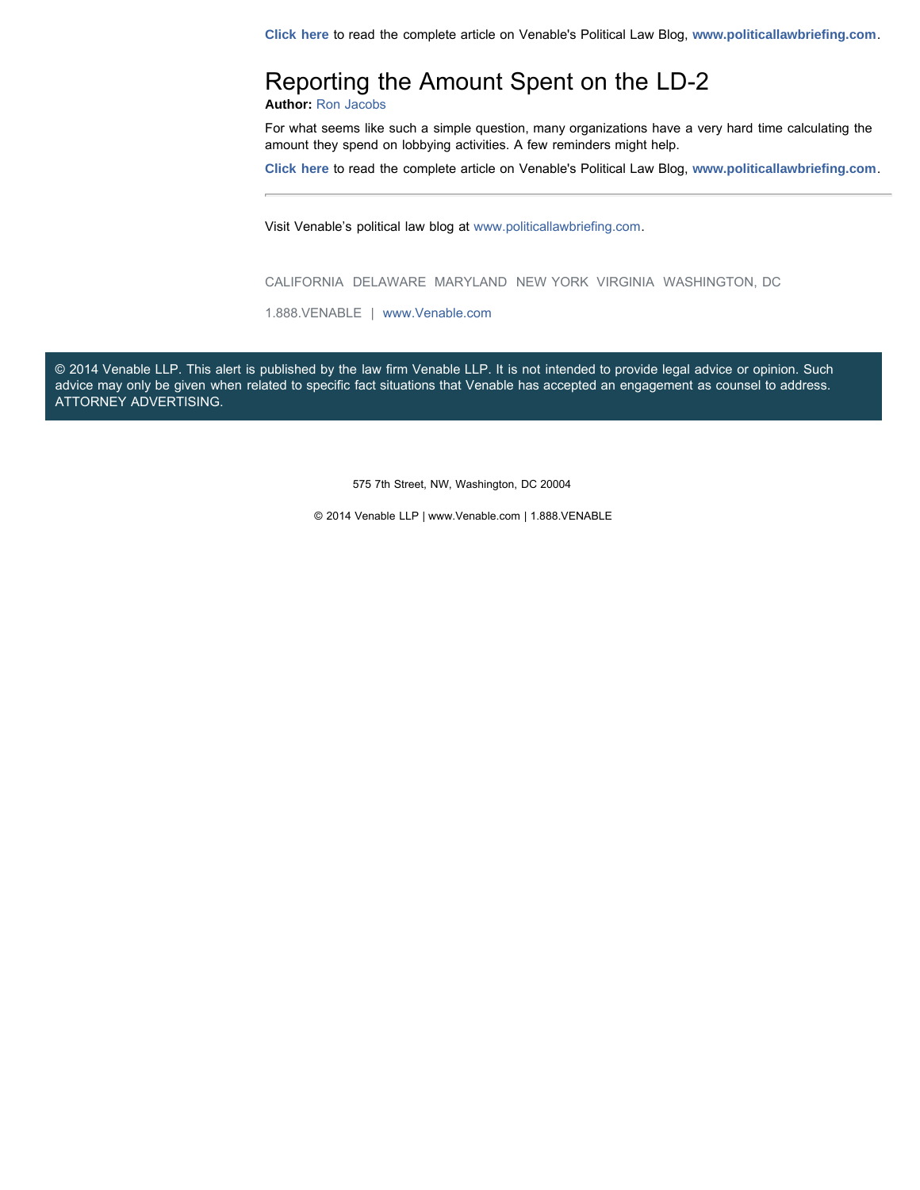**Click here** to read the complete article on Venable's Political Law Blog, **www.politicallawbriefing.com**.

## Reporting the Amount Spent on the LD-2

**Author:** Ron Jacobs

For what seems like such a simple question, many organizations have a very hard time calculating the amount they spend on lobbying activities. A few reminders might help.

**Click here** to read the complete article on Venable's Political Law Blog, **www.politicallawbriefing.com**.

---

Visit Venable's political law blog at www.politicallawbriefing.com.

CALIFORNIA  DELAWARE  MARYLAND  NEW YORK  VIRGINIA  WASHINGTON, DC

1.888.VENABLE | www.Venable.com

© 2014 Venable LLP. This alert is published by the law firm Venable LLP. It is not intended to provide legal advice or opinion. Such advice may only be given when related to specific fact situations that Venable has accepted an engagement as counsel to address. ATTORNEY ADVERTISING.

575 7th Street, NW, Washington, DC 20004

© 2014 Venable LLP | www.Venable.com | 1.888.VENABLE